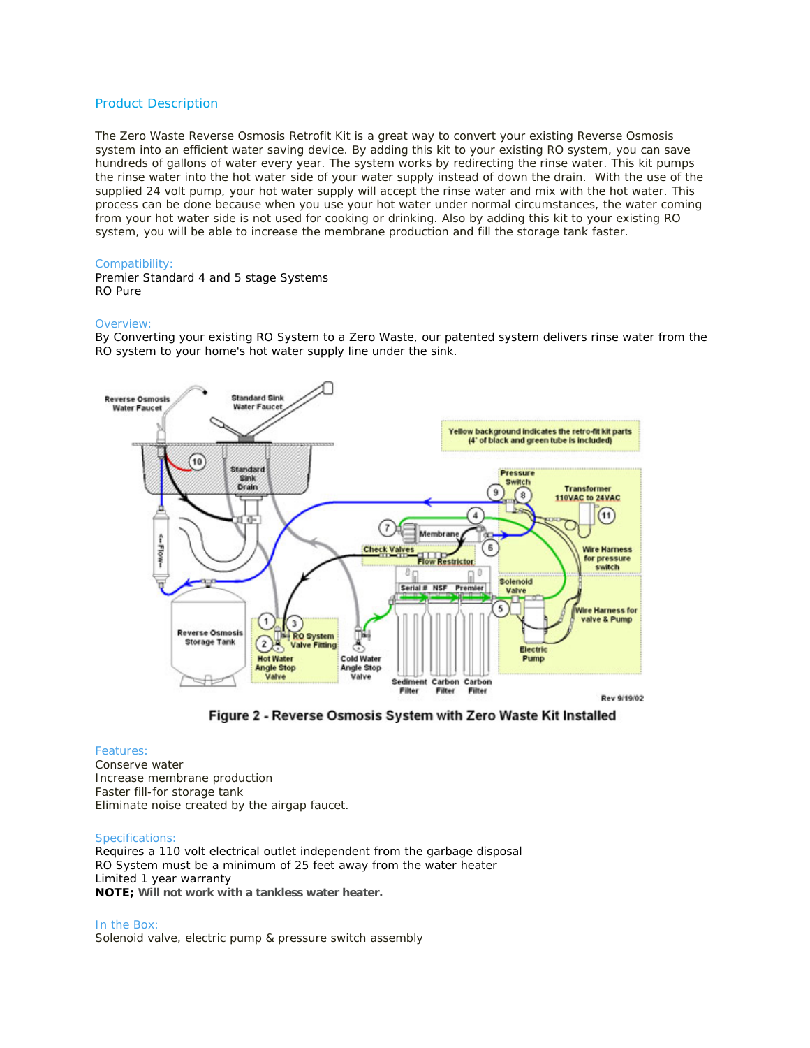## Product Description

The Zero Waste Reverse Osmosis Retrofit Kit is a great way to convert your existing Reverse Osmosis system into an efficient water saving device. By adding this kit to your existing RO system, you can save hundreds of gallons of water every year. The system works by redirecting the rinse water. This kit pumps the rinse water into the hot water side of your water supply instead of down the drain. With the use of the supplied 24 volt pump, your hot water supply will accept the rinse water and mix with the hot water. This process can be done because when you use your hot water under normal circumstances, the water coming from your hot water side is not used for cooking or drinking. Also by adding this kit to your existing RO system, you will be able to increase the membrane production and fill the storage tank faster.

### Compatibility:

Premier Standard 4 and 5 stage Systems
RO Pure

### Overview:

By Converting your existing RO System to a Zero Waste, our patented system delivers rinse water from the RO system to your home's hot water supply line under the sink.

Figure 2 - Reverse Osmosis System with Zero Waste Kit Installed

### Features:

Conserve water
Increase membrane production
Faster fill-for storage tank
Eliminate noise created by the airgap faucet.

### Specifications:

Requires a 110 volt electrical outlet independent from the garbage disposal
RO System must be a minimum of 25 feet away from the water heater
Limited 1 year warranty
**NOTE; Will not work with a tankless water heater.**

### In the Box:

Solenoid valve, electric pump & pressure switch assembly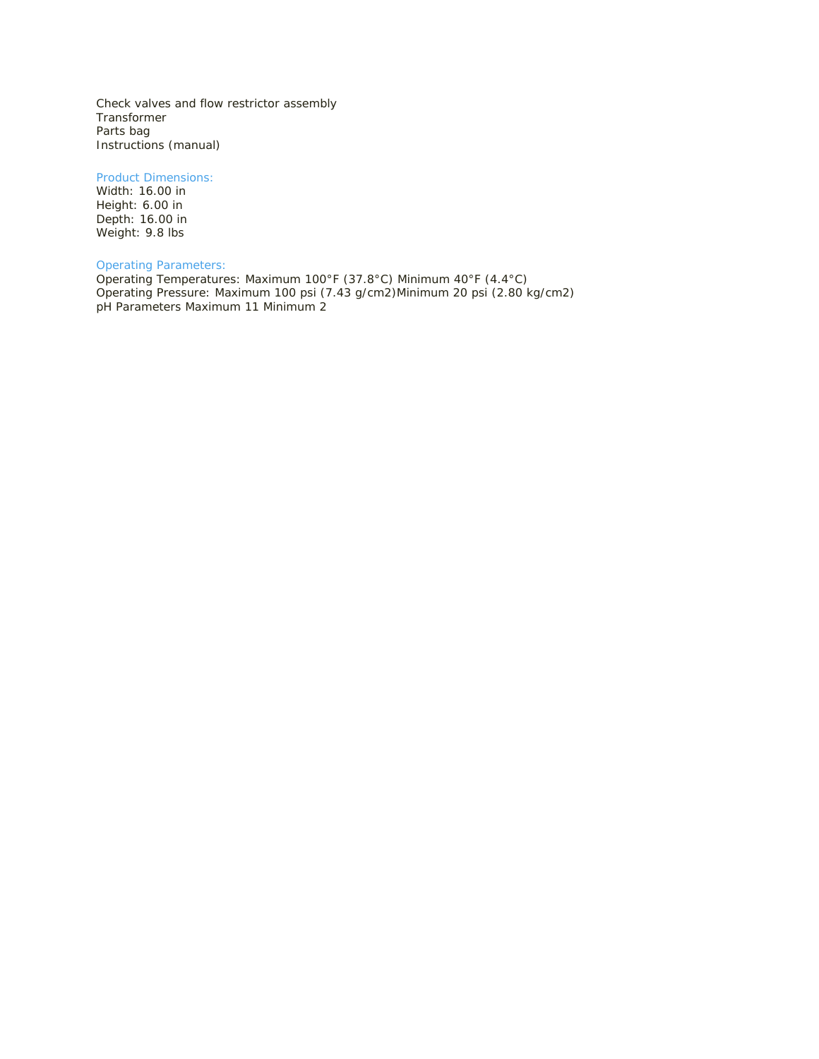Check valves and flow restrictor assembly
Transformer
Parts bag
Instructions (manual)

## Product Dimensions:

Width: 16.00 in
Height: 6.00 in
Depth: 16.00 in
Weight: 9.8 lbs

## Operating Parameters:

Operating Temperatures: Maximum 100°F (37.8°C) Minimum 40°F (4.4°C)
Operating Pressure: Maximum 100 psi (7.43 g/cm2)Minimum 20 psi (2.80 kg/cm2)
pH Parameters Maximum 11 Minimum 2